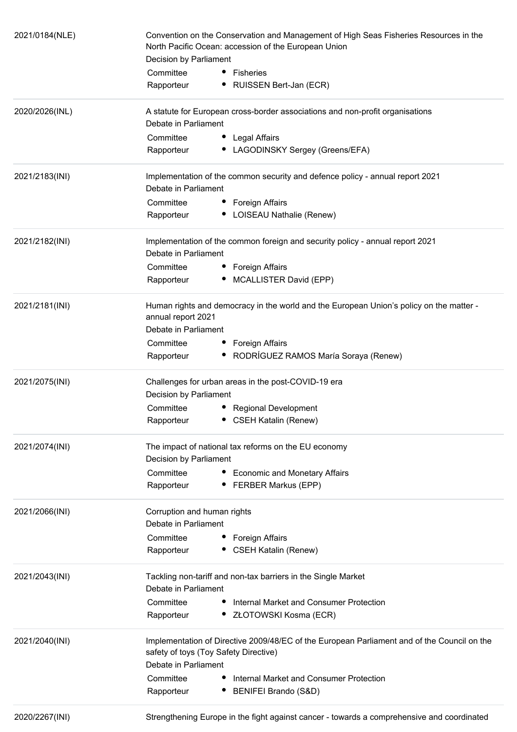| | |
|---|---|
| 2021/0184(NLE) | Convention on the Conservation and Management of High Seas Fisheries Resources in the North Pacific Ocean: accession of the European Union<br>Decision by Parliament<br>Committee • Fisheries<br>Rapporteur • RUISSEN Bert-Jan (ECR) |
| 2020/2026(INL) | A statute for European cross-border associations and non-profit organisations<br>Debate in Parliament<br>Committee • Legal Affairs<br>Rapporteur • LAGODINSKY Sergey (Greens/EFA) |
| 2021/2183(INI) | Implementation of the common security and defence policy - annual report 2021<br>Debate in Parliament<br>Committee • Foreign Affairs<br>Rapporteur • LOISEAU Nathalie (Renew) |
| 2021/2182(INI) | Implementation of the common foreign and security policy - annual report 2021<br>Debate in Parliament<br>Committee • Foreign Affairs<br>Rapporteur • MCALLISTER David (EPP) |
| 2021/2181(INI) | Human rights and democracy in the world and the European Union's policy on the matter - annual report 2021<br>Debate in Parliament<br>Committee • Foreign Affairs<br>Rapporteur • RODRÍGUEZ RAMOS María Soraya (Renew) |
| 2021/2075(INI) | Challenges for urban areas in the post-COVID-19 era<br>Decision by Parliament<br>Committee • Regional Development<br>Rapporteur • CSEH Katalin (Renew) |
| 2021/2074(INI) | The impact of national tax reforms on the EU economy<br>Decision by Parliament<br>Committee • Economic and Monetary Affairs<br>Rapporteur • FERBER Markus (EPP) |
| 2021/2066(INI) | Corruption and human rights<br>Debate in Parliament<br>Committee • Foreign Affairs<br>Rapporteur • CSEH Katalin (Renew) |
| 2021/2043(INI) | Tackling non-tariff and non-tax barriers in the Single Market<br>Debate in Parliament<br>Committee • Internal Market and Consumer Protection<br>Rapporteur • ZŁOTOWSKI Kosma (ECR) |
| 2021/2040(INI) | Implementation of Directive 2009/48/EC of the European Parliament and of the Council on the safety of toys (Toy Safety Directive)<br>Debate in Parliament<br>Committee • Internal Market and Consumer Protection<br>Rapporteur • BENIFEI Brando (S&D) |
| 2020/2267(INI) | Strengthening Europe in the fight against cancer - towards a comprehensive and coordinated |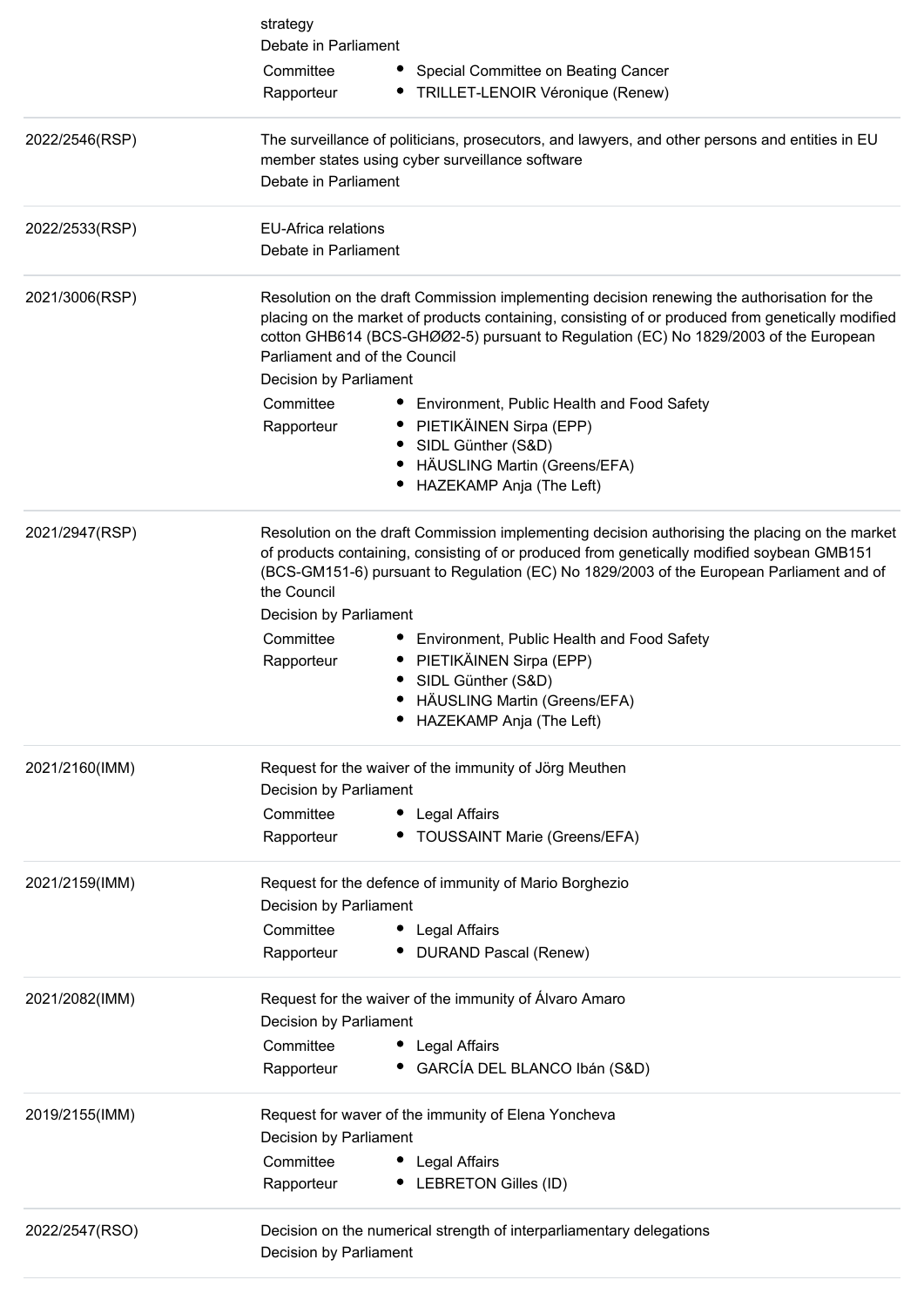| | |
|---|---|
| | strategy<br>Debate in Parliament<br>Committee • Special Committee on Beating Cancer<br>Rapporteur • TRILLET-LENOIR Véronique (Renew) |
| 2022/2546(RSP) | The surveillance of politicians, prosecutors, and lawyers, and other persons and entities in EU member states using cyber surveillance software<br>Debate in Parliament |
| 2022/2533(RSP) | EU-Africa relations<br>Debate in Parliament |
| 2021/3006(RSP) | Resolution on the draft Commission implementing decision renewing the authorisation for the placing on the market of products containing, consisting of or produced from genetically modified cotton GHB614 (BCS-GHØØ2-5) pursuant to Regulation (EC) No 1829/2003 of the European Parliament and of the Council<br>Decision by Parliament<br>Committee • Environment, Public Health and Food Safety<br>Rapporteur • PIETIKÄINEN Sirpa (EPP) • SIDL Günther (S&D) • HÄUSLING Martin (Greens/EFA) • HAZEKAMP Anja (The Left) |
| 2021/2947(RSP) | Resolution on the draft Commission implementing decision authorising the placing on the market of products containing, consisting of or produced from genetically modified soybean GMB151 (BCS-GM151-6) pursuant to Regulation (EC) No 1829/2003 of the European Parliament and of the Council<br>Decision by Parliament<br>Committee • Environment, Public Health and Food Safety<br>Rapporteur • PIETIKÄINEN Sirpa (EPP) • SIDL Günther (S&D) • HÄUSLING Martin (Greens/EFA) • HAZEKAMP Anja (The Left) |
| 2021/2160(IMM) | Request for the waiver of the immunity of Jörg Meuthen<br>Decision by Parliament<br>Committee • Legal Affairs<br>Rapporteur • TOUSSAINT Marie (Greens/EFA) |
| 2021/2159(IMM) | Request for the defence of immunity of Mario Borghezio<br>Decision by Parliament<br>Committee • Legal Affairs<br>Rapporteur • DURAND Pascal (Renew) |
| 2021/2082(IMM) | Request for the waiver of the immunity of Álvaro Amaro<br>Decision by Parliament<br>Committee • Legal Affairs<br>Rapporteur • GARCÍA DEL BLANCO Ibán (S&D) |
| 2019/2155(IMM) | Request for waver of the immunity of Elena Yoncheva<br>Decision by Parliament<br>Committee • Legal Affairs<br>Rapporteur • LEBRETON Gilles (ID) |
| 2022/2547(RSO) | Decision on the numerical strength of interparliamentary delegations<br>Decision by Parliament |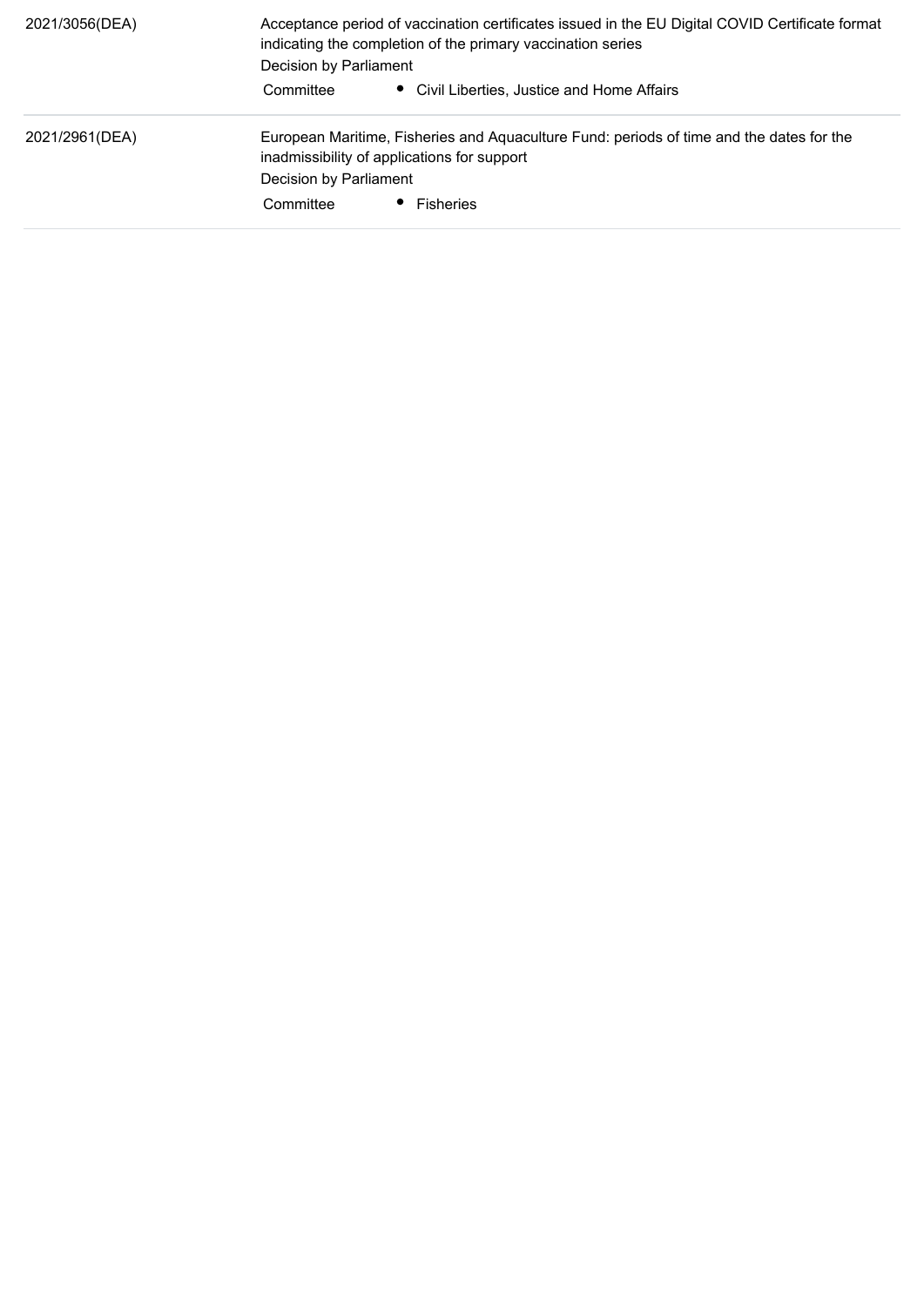| | |
|---|---|
| 2021/3056(DEA) | Acceptance period of vaccination certificates issued in the EU Digital COVID Certificate format indicating the completion of the primary vaccination series<br>Decision by Parliament<br>Committee • Civil Liberties, Justice and Home Affairs |
| 2021/2961(DEA) | European Maritime, Fisheries and Aquaculture Fund: periods of time and the dates for the inadmissibility of applications for support<br>Decision by Parliament<br>Committee • Fisheries |